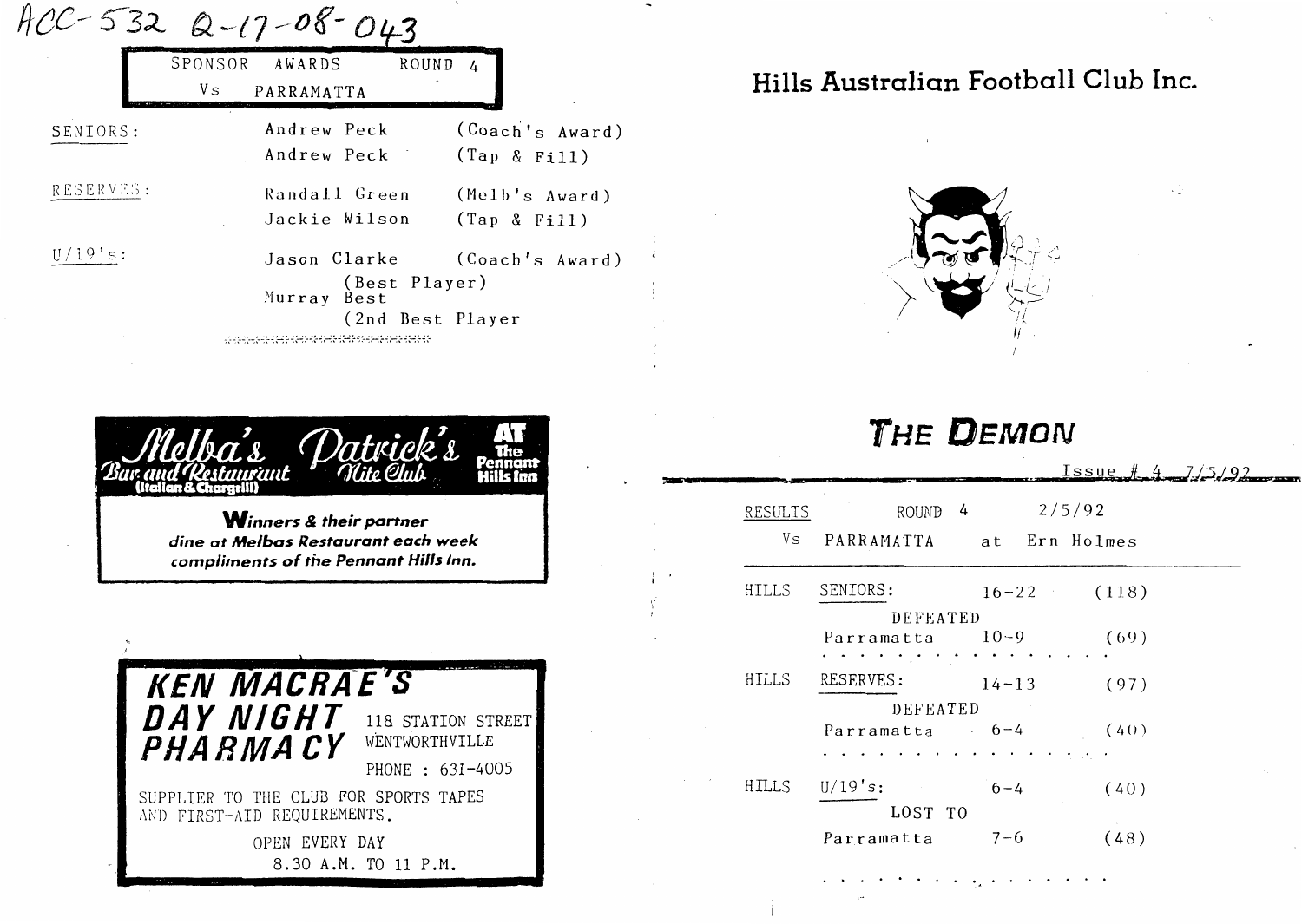ACC-532 Q-17-08-043

**SPONSOR AWARDS ROUND 4**
**Vs PARRAMATTA**

| | | |
|---|---|---|
| SENIORS: | Andrew Peck | (Coach's Award) |
| | Andrew Peck | (Tap & Fill) |
| RESERVES: | Randall Green | (Melb's Award) |
| | Jackie Wilson | (Tap & Fill) |
| U/19's: | Jason Clarke | (Coach's Award) |
| | (Best Player) | |
| | Murray Best | |
| | (2nd Best Player) | |

**Melba's Bar and Restaurant (Italian & Chargrill) — Patrick's Nite Club — AT The Pennant Hills Inn**

***Winners & their partner dine at Melbas Restaurant each week compliments of the Pennant Hills Inn.***

**KEN MACRAE'S DAY NIGHT PHARMACY**

118 STATION STREET
WENTWORTHVILLE

PHONE : 631-4005

SUPPLIER TO THE CLUB FOR SPORTS TAPES AND FIRST-AID REQUIREMENTS.

OPEN EVERY DAY
8.30 A.M. TO 11 P.M.

# Hills Australian Football Club Inc.

# THE DEMON

Issue # 4 7/5/92

RESULTS ROUND 4 2/5/92
Vs PARRAMATTA at Ern Holmes

| | | | |
|---|---|---|---|
| HILLS | SENIORS: | 16-22 | (118) |
| | DEFEATED | | |
| | Parramatta | 10-9 | (69) |
| HILLS | RESERVES: | 14-13 | (97) |
| | DEFEATED | | |
| | Parramatta | 6-4 | (40) |
| HILLS | U/19's: | 6-4 | (40) |
| | LOST TO | | |
| | Parramatta | 7-6 | (48) |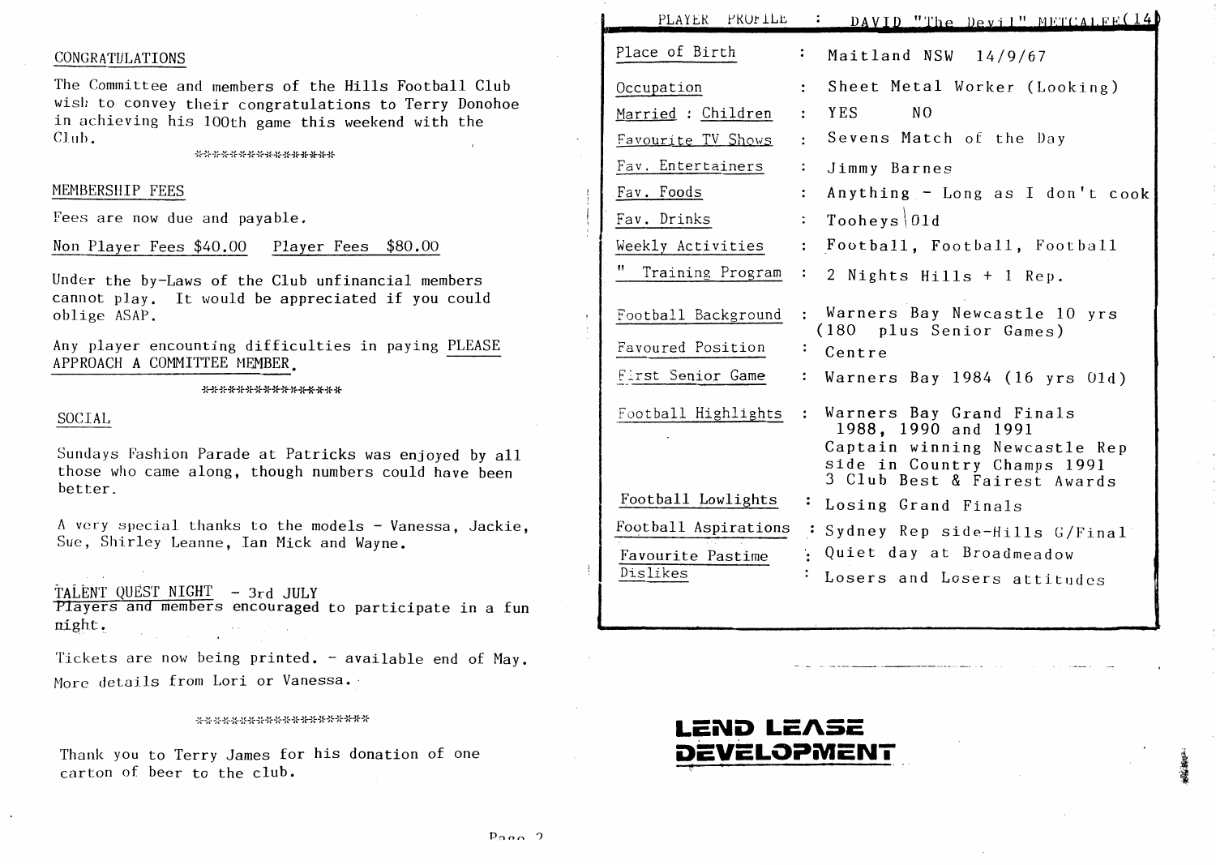## CONGRATULATIONS

The Committee and members of the Hills Football Club wish to convey their congratulations to Terry Donohoe in achieving his 100th game this weekend with the Club.

\*\*\*\*\*\*\*\*\*\*\*\*\*\*\*\*

## MEMBERSHIP FEES

Fees are now due and payable.

Non Player Fees $40.00    Player Fees $80.00

Under the by-Laws of the Club unfinancial members cannot play. It would be appreciated if you could oblige ASAP.

Any player encountering difficulties in paying PLEASE APPROACH A COMMITTEE MEMBER.

\*\*\*\*\*\*\*\*\*\*\*\*\*\*\*\*

## SOCIAL

Sundays Fashion Parade at Patricks was enjoyed by all those who came along, though numbers could have been better.

A very special thanks to the models - Vanessa, Jackie, Sue, Shirley Leanne, Ian Mick and Wayne.

TALENT QUEST NIGHT - 3rd JULY
Players and members encouraged to participate in a fun night.

Tickets are now being printed. - available end of May. More details from Lori or Vanessa.

\*\*\*\*\*\*\*\*\*\*\*\*\*\*\*\*\*\*\*\*

Thank you to Terry James for his donation of one carton of beer to the club.

## PLAYER PROFILE : DAVID "The Devil" METCALFE (14)

| | |
|---|---|
| Place of Birth | : Maitland NSW 14/9/67 |
| Occupation | : Sheet Metal Worker (Looking) |
| Married : Children | : YES NO |
| Favourite TV Shows | : Sevens Match of the Day |
| Fav. Entertainers | : Jimmy Barnes |
| Fav. Foods | : Anything - Long as I don't cook |
| Fav. Drinks | : Tooheys Old |
| Weekly Activities | : Football, Football, Football |
| " Training Program | : 2 Nights Hills + 1 Rep. |
| Football Background | : Warners Bay Newcastle 10 yrs (180 plus Senior Games) |
| Favoured Position | : Centre |
| First Senior Game | : Warners Bay 1984 (16 yrs Old) |
| Football Highlights | : Warners Bay Grand Finals 1988, 1990 and 1991<br>Captain winning Newcastle Rep side in Country Champs 1991<br>3 Club Best & Fairest Awards |
| Football Lowlights | : Losing Grand Finals |
| Football Aspirations | : Sydney Rep side-Hills G/Final |
| Favourite Pastime | : Quiet day at Broadmeadow |
| Dislikes | : Losers and Losers attitudes |

**LEND LEASE DEVELOPMENT**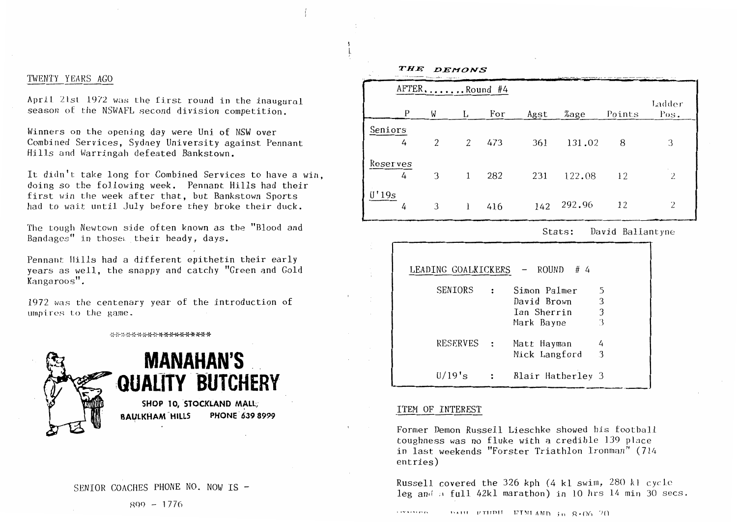## TWENTY YEARS AGO

April 21st 1972 was the first round in the inaugural season of the NSWAFL second division competition.

Winners on the opening day were Uni of NSW over Combined Services, Sydney University against Pennant Hills and Warringah defeated Bankstown.

It didn't take long for Combined Services to have a win, doing so the following week. Pennant Hills had their first win the week after that, but Bankstown Sports had to wait until July before they broke their duck.

The tough Newtown side often known as the "Blood and Bandages" in those their heady, days.

Pennant Hills had a different epithetin their early years as well, the snappy and catchy "Green and Gold Kangaroos".

1972 was the centenary year of the introduction of umpires to the game.

*******************

**MANAHAN'S QUALITY BUTCHERY**

**SHOP 10, STOCKLAND MALL, BAULKHAM HILLS PHONE 639 8999**

SENIOR COACHES PHONE NO. NOW IS -

899 - 1776

## *THE DEMONS*

AFTER.......Round #4

| | P | W | L | For | Agst | %age | Points | Ladder Pos. |
|---|---|---|---|---|---|---|---|---|
| Seniors | 4 | 2 | 2 | 473 | 361 | 131.02 | 8 | 3 |
| Reserves | 4 | 3 | 1 | 282 | 231 | 122.08 | 12 | 2 |
| U'19s | 4 | 3 | 1 | 416 | 142 | 292.96 | 12 | 2 |

Stats: David Ballantyne

LEADING GOALKICKERS - ROUND # 4

| | | | |
|---|---|---|---|
| SENIORS | : | Simon Palmer | 5 |
| | | David Brown | 3 |
| | | Ian Sherrin | 3 |
| | | Mark Bayne | 3 |
| RESERVES | : | Matt Hayman | 4 |
| | | Mick Langford | 3 |
| U/19's | : | Blair Hatherley | 3 |

## ITEM OF INTEREST

Former Demon Russell Lieschke showed his football toughness was no fluke with a credible 139 place in last weekends "Forster Triathlon Ironman" (714 entries)

Russell covered the 326 kph (4 kl swim, 280 kl cycle leg and a full 42kl marathon) in 10 hrs 14 min 30 secs.

WINNER PAUL KIUPII FINLAND in 8:06 20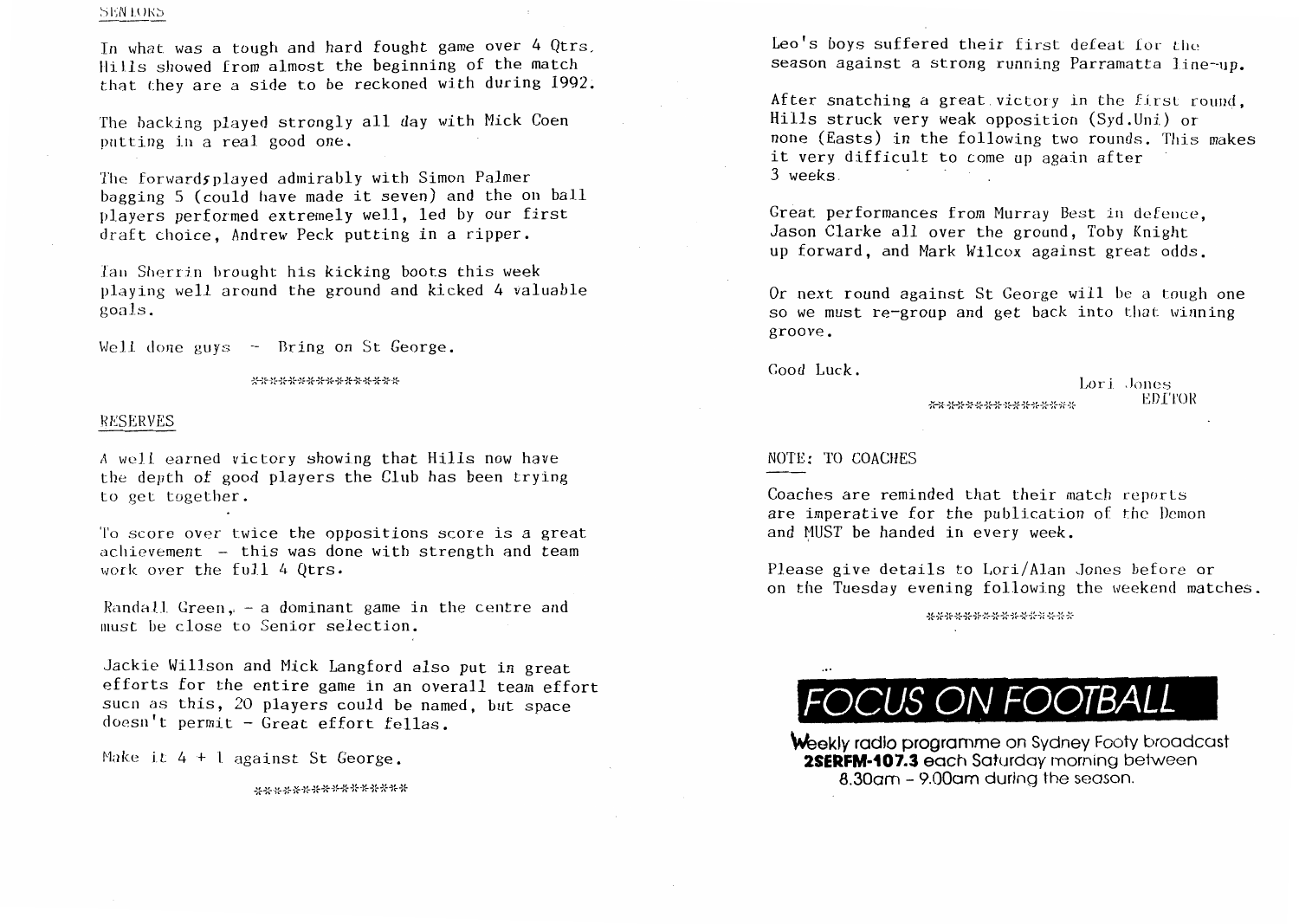## SENIORS

In what was a tough and hard fought game over 4 Qtrs, Hills showed from almost the beginning of the match that they are a side to be reckoned with during 1992.

The backing played strongly all day with Mick Coen putting in a real good one.

The forwards played admirably with Simon Palmer bagging 5 (could have made it seven) and the on ball players performed extremely well, led by our first draft choice, Andrew Peck putting in a ripper.

Ian Sherrin brought his kicking boots this week playing well around the ground and kicked 4 valuable goals.

Well done guys - Bring on St George.

\*\*\*\*\*\*\*\*\*\*\*\*\*\*\*\*

## RESERVES

A well earned victory showing that Hills now have the depth of good players the Club has been trying to get together.

To score over twice the oppositions score is a great achievement - this was done with strength and team work over the full 4 Qtrs.

Randall Green, - a dominant game in the centre and must be close to Senior selection.

Jackie Willson and Mick Langford also put in great efforts for the entire game in an overall team effort sucn as this, 20 players could be named, but space doesn't permit - Great effort fellas.

Make it 4 + 1 against St George.

\*\*\*\*\*\*\*\*\*\*\*\*\*\*\*\*

Leo's boys suffered their first defeat for the season against a strong running Parramatta line-up.

After snatching a great victory in the first round, Hills struck very weak opposition (Syd.Uni) or none (Easts) in the following two rounds. This makes it very difficult to come up again after 3 weeks.

Great performances from Murray Best in defence, Jason Clarke all over the ground, Toby Knight up forward, and Mark Wilcox against great odds.

Or next round against St George will be a tough one so we must re-group and get back into that winning groove.

Good Luck.

Lori Jones
EDITOR

\*\*\*\*\*\*\*\*\*\*\*\*\*\*\*\*

## NOTE: TO COACHES

Coaches are reminded that their match reports are imperative for the publication of the Demon and MUST be handed in every week.

Please give details to Lori/Alan Jones before or on the Tuesday evening following the weekend matches.

\*\*\*\*\*\*\*\*\*\*\*\*\*\*\*\*

# FOCUS ON FOOTBALL

Weekly radio programme on Sydney Footy broadcast **2SERFM-107.3** each Saturday morning between 8.30am - 9.00am during the season.